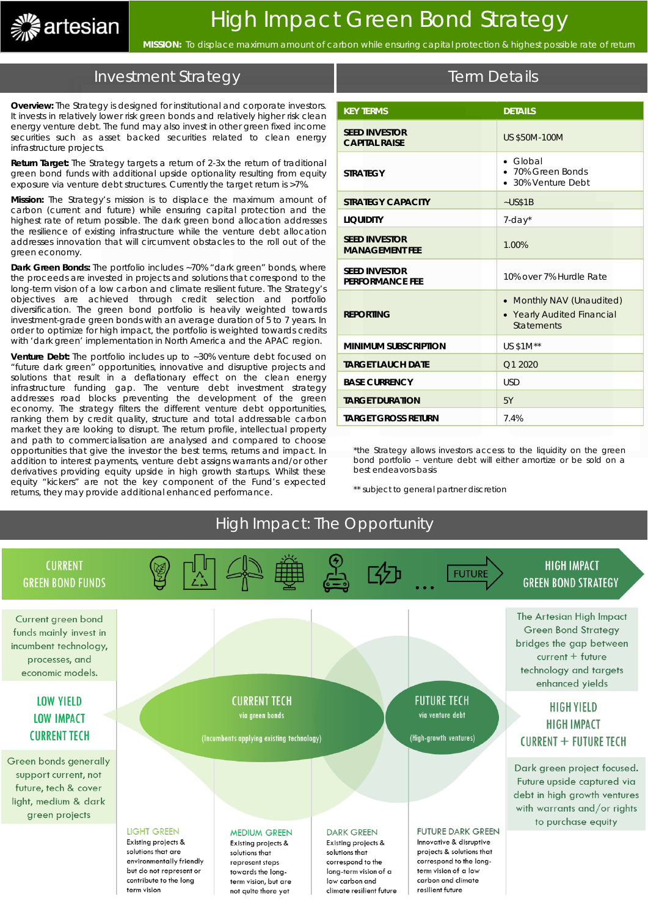# High Impact Green Bond Strategy

**MISSION:** To displace maximum amount of carbon while ensuring capital protection & highest possible rate of return

## Investment Strategy

**Overview:** The Strategy is designed for institutional and corporate investors. It invests in relatively lower risk green bonds and relatively higher risk clean energy venture debt. The fund may also invest in other green fixed income securities such as asset backed securities related to clean energy infrastructure projects.

**Return Target:** The Strategy targets a return of 2-3x the return of traditional green bond funds with additional upside optionality resulting from equity exposure via venture debt structures. Currently the target return is >7%.

**Mission:** The Strategy's mission is to displace the maximum amount of carbon (current and future) while ensuring capital protection and the highest rate of return possible. The dark green bond allocation addresses the resilience of existing infrastructure while the venture debt allocation addresses innovation that will circumvent obstacles to the roll out of the green economy.

**Dark Green Bonds:** The portfolio includes ~70% "dark green" bonds, where the proceeds are invested in projects and solutions that correspond to the long-term vision of a low carbon and climate resilient future. The Strategy's objectives are achieved through credit selection and portfolio diversification. The green bond portfolio is heavily weighted towards investment-grade green bonds with an average duration of 5 to 7 years. In order to optimize for high impact, the portfolio is weighted towards credits with 'dark green' implementation in North America and the APAC region.

**Venture Debt:** The portfolio includes up to ~30% venture debt focused on "future dark green" opportunities, innovative and disruptive projects and solutions that result in a deflationary effect on the clean energy infrastructure funding gap. The venture debt investment strategy addresses road blocks preventing the development of the green economy. The strategy filters the different venture debt opportunities, ranking them by credit quality, structure and total addressable carbon market they are looking to disrupt. The return profile, intellectual property and path to commercialisation are analysed and compared to choose opportunities that give the investor the best terms, returns and impact. In addition to interest payments, venture debt assigns warrants and/or other derivatives providing equity upside in high growth startups. Whilst these equity "kickers" are not the key component of the Fund's expected returns, they may provide additional enhanced performance.

## Term Details

| KEY TERMS | DETAILS |
|---|---|
| SEED INVESTOR CAPITAL RAISE | US $50M-100M |
| STRATEGY | • Global<br>• 70% Green Bonds<br>• 30% Venture Debt |
| STRATEGY CAPACITY | ~US$1B |
| LIQUIDITY | 7-day* |
| SEED INVESTOR MANAGEMENT FEE | 1.00% |
| SEED INVESTOR PERFORMANCE FEE | 10% over 7% Hurdle Rate |
| REPORTING | • Monthly NAV (Unaudited)<br>• Yearly Audited Financial Statements |
| MINIMUM SUBSCRIPTION | US $1M** |
| TARGET LAUCH DATE | Q1 2020 |
| BASE CURRENCY | USD |
| TARGET DURATION | 5Y |
| TARGET GROSS RETURN | 7.4% |

*the Strategy allows investors access to the liquidity on the green bond portfolio – venture debt will either amortize or be sold on a best endeavors basis

** subject to general partner discretion

## High Impact: The Opportunity

CURRENT GREEN BOND FUNDS → FUTURE → HIGH IMPACT GREEN BOND STRATEGY

Current green bond funds mainly invest in incumbent technology, processes, and economic models.

LOW YIELD
LOW IMPACT
CURRENT TECH

Green bonds generally support current, not future, tech & cover light, medium & dark green projects

**CURRENT TECH**
via green bonds
(Incumbents applying existing technology)

**FUTURE TECH**
via venture debt
(High-growth ventures)

The Artesian High Impact Green Bond Strategy bridges the gap between current + future technology and targets enhanced yields

HIGH YIELD
HIGH IMPACT
CURRENT + FUTURE TECH

Dark green project focused. Future upside captured via debt in high growth ventures with warrants and/or rights to purchase equity

**LIGHT GREEN**
Existing projects & solutions that are environmentally friendly but do not represent or contribute to the long term vision

**MEDIUM GREEN**
Existing projects & solutions that represent steps towards the long-term vision, but are not quite there yet

**DARK GREEN**
Existing projects & solutions that correspond to the long-term vision of a low carbon and climate resilient future

**FUTURE DARK GREEN**
Innovative & disruptive projects & solutions that correspond to the long-term vision of a low carbon and climate resilient future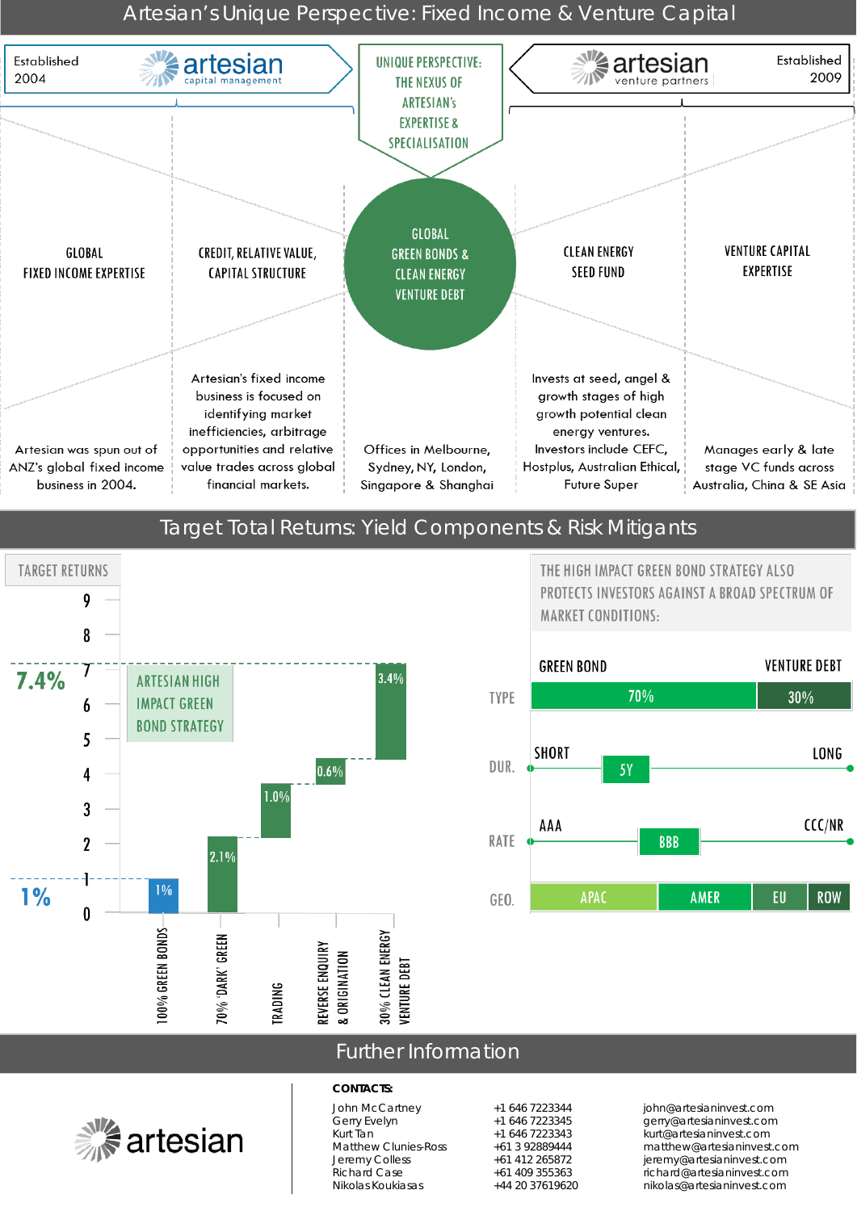# Artesian's Unique Perspective: Fixed Income & Venture Capital

Established 2004 — artesian capital management

UNIQUE PERSPECTIVE: THE NEXUS OF ARTESIAN's EXPERTISE & SPECIALISATION

artesian venture partners — Established 2009

GLOBAL FIXED INCOME EXPERTISE

Artesian was spun out of ANZ's global fixed income business in 2004.

CREDIT, RELATIVE VALUE, CAPITAL STRUCTURE

Artesian's fixed income business is focused on identifying market inefficiencies, arbitrage opportunities and relative value trades across global financial markets.

GLOBAL GREEN BONDS & CLEAN ENERGY VENTURE DEBT

Offices in Melbourne, Sydney, NY, London, Singapore & Shanghai

CLEAN ENERGY SEED FUND

Invests at seed, angel & growth stages of high growth potential clean energy ventures. Investors include CEFC, Hostplus, Australian Ethical, Future Super

VENTURE CAPITAL EXPERTISE

Manages early & late stage VC funds across Australia, China & SE Asia

# Target Total Returns: Yield Components & Risk Mitigants

TARGET RETURNS

9
8
7
6
5
4
3
2
1
0

7.4%
1%

ARTESIAN HIGH IMPACT GREEN BOND STRATEGY

1%
2.1%
1.0%
0.6%
3.4%

100% GREEN BONDS
70% 'DARK' GREEN
TRADING
REVERSE ENQUIRY & ORIGINATION
30% CLEAN ENERGY VENTURE DEBT

THE HIGH IMPACT GREEN BOND STRATEGY ALSO PROTECTS INVESTORS AGAINST A BROAD SPECTRUM OF MARKET CONDITIONS:

TYPE: GREEN BOND 70% — VENTURE DEBT 30%

DUR.: SHORT — 5Y — LONG

RATE: AAA — BBB — CCC/NR

GEO.: APAC — AMER — EU — ROW

# Further Information

artesian

**CONTACTS:**

| | | |
|---|---|---|
| John McCartney | +1 646 7223344 | john@artesianinvest.com |
| Gerry Evelyn | +1 646 7223345 | gerry@artesianinvest.com |
| Kurt Tan | +1 646 7223343 | kurt@artesianinvest.com |
| Matthew Clunies-Ross | +61 3 92889444 | matthew@artesianinvest.com |
| Jeremy Colless | +61 412 265872 | jeremy@artesianinvest.com |
| Richard Case | +61 409 355363 | richard@artesianinvest.com |
| Nikolas Koukiasas | +44 20 37619620 | nikolas@artesianinvest.com |